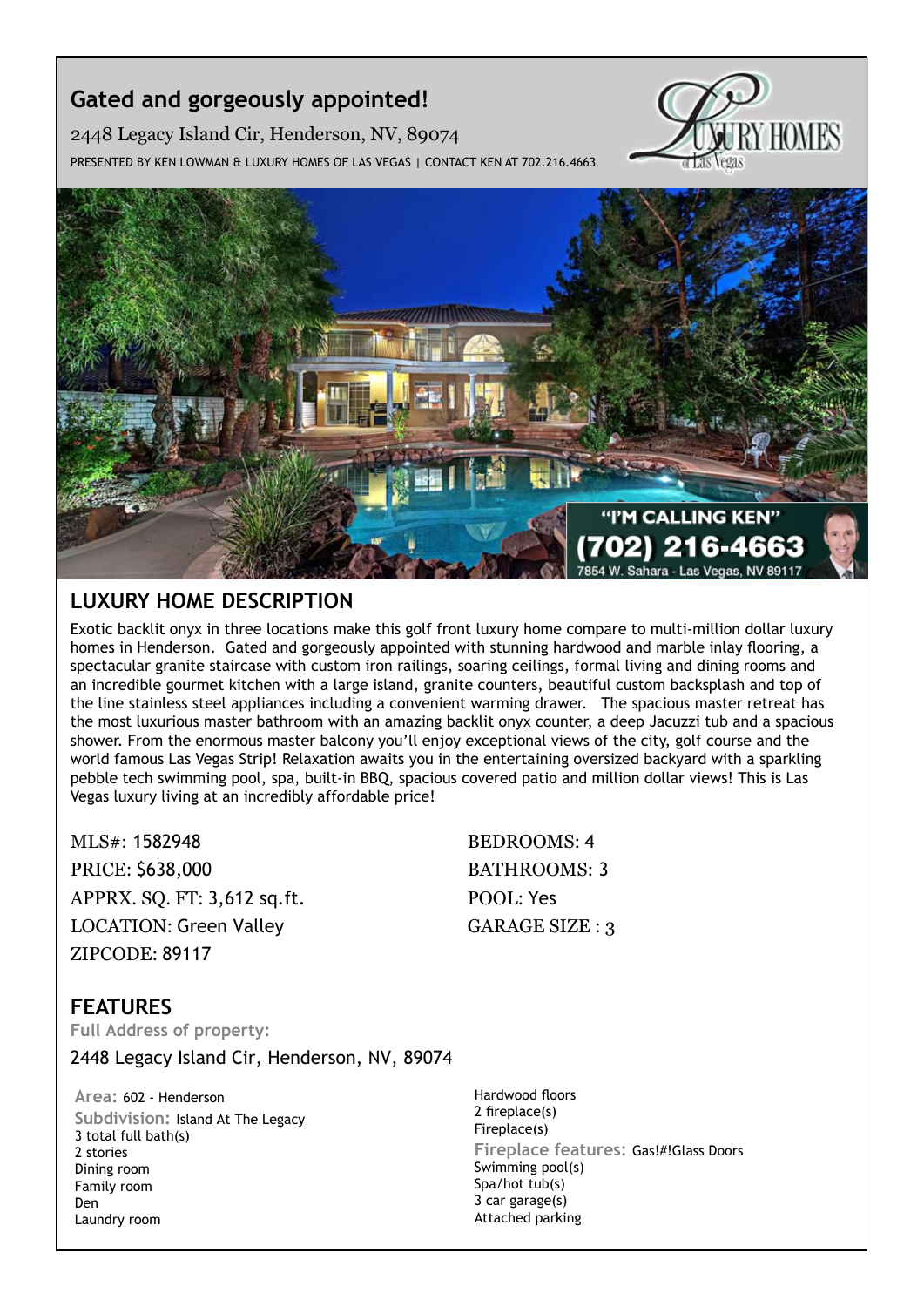# Gated and gorgeously appointed!

2448 Legacy Island Cir, Henderson, NV, 89074

PRESENTED BY KEN LOWMAN & LUXURY HOMES OF LAS VEGAS | CONTACT KEN AT 702.216.4663

## LUXURY HOME DESCRIPTION

Exotic backlit onyx in three locations make this golf front luxury home compare to multi-million dollar luxury homes in Henderson. Gated and gorgeously appointed with stunning hardwood and marble inlay flooring, a spectacular granite staircase with custom iron railings, soaring ceilings, formal living and dining rooms and an incredible gourmet kitchen with a large island, granite counters, beautiful custom backsplash and top of the line stainless steel appliances including a convenient warming drawer. The spacious master retreat has the most luxurious master bathroom with an amazing backlit onyx counter, a deep Jacuzzi tub and a spacious shower. From the enormous master balcony you'll enjoy exceptional views of the city, golf course and the world famous Las Vegas Strip! Relaxation awaits you in the entertaining oversized backyard with a sparkling pebble tech swimming pool, spa, built-in BBQ, spacious covered patio and million dollar views! This is Las Vegas luxury living at an incredibly affordable price!

MLS#: 1582948
PRICE: $638,000
APPRX. SQ. FT: 3,612 sq.ft.
LOCATION: Green Valley
ZIPCODE: 89117

BEDROOMS: 4
BATHROOMS: 3
POOL: Yes
GARAGE SIZE : 3

## FEATURES

**Full Address of property:**

2448 Legacy Island Cir, Henderson, NV, 89074

**Area:** 602 - Henderson
**Subdivision:** Island At The Legacy
3 total full bath(s)
2 stories
Dining room
Family room
Den
Laundry room

Hardwood floors
2 fireplace(s)
Fireplace(s)
**Fireplace features:** Gas!#!Glass Doors
Swimming pool(s)
Spa/hot tub(s)
3 car garage(s)
Attached parking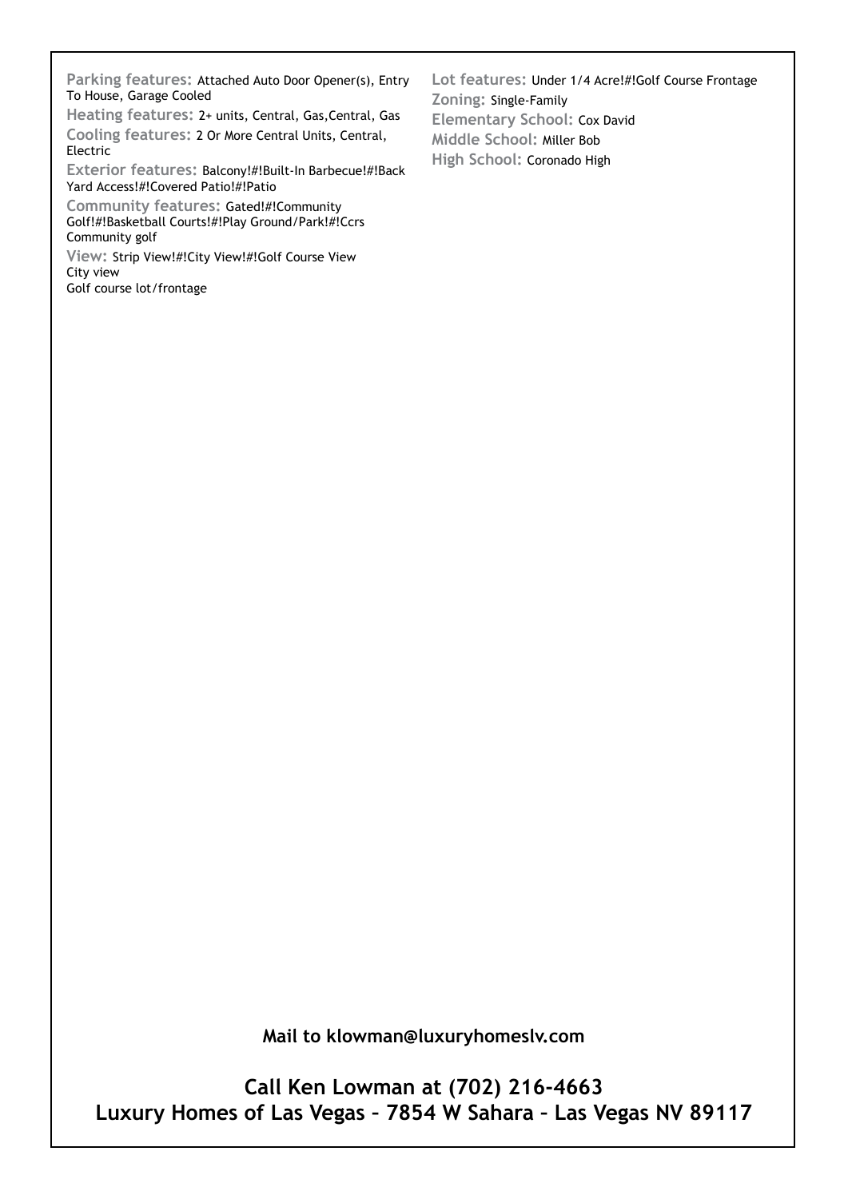**Parking features:** Attached Auto Door Opener(s), Entry To House, Garage Cooled

**Heating features:** 2+ units, Central, Gas,Central, Gas

**Cooling features:** 2 Or More Central Units, Central, Electric

**Exterior features:** Balcony!#!Built-In Barbecue!#!Back Yard Access!#!Covered Patio!#!Patio

**Community features:** Gated!#!Community Golf!#!Basketball Courts!#!Play Ground/Park!#!Ccrs
Community golf

**View:** Strip View!#!City View!#!Golf Course View
City view
Golf course lot/frontage

**Lot features:** Under 1/4 Acre!#!Golf Course Frontage

**Zoning:** Single-Family

**Elementary School:** Cox David

**Middle School:** Miller Bob

**High School:** Coronado High

**Mail to klowman@luxuryhomeslv.com**

**Call Ken Lowman at (702) 216-4663**
**Luxury Homes of Las Vegas – 7854 W Sahara – Las Vegas NV 89117**